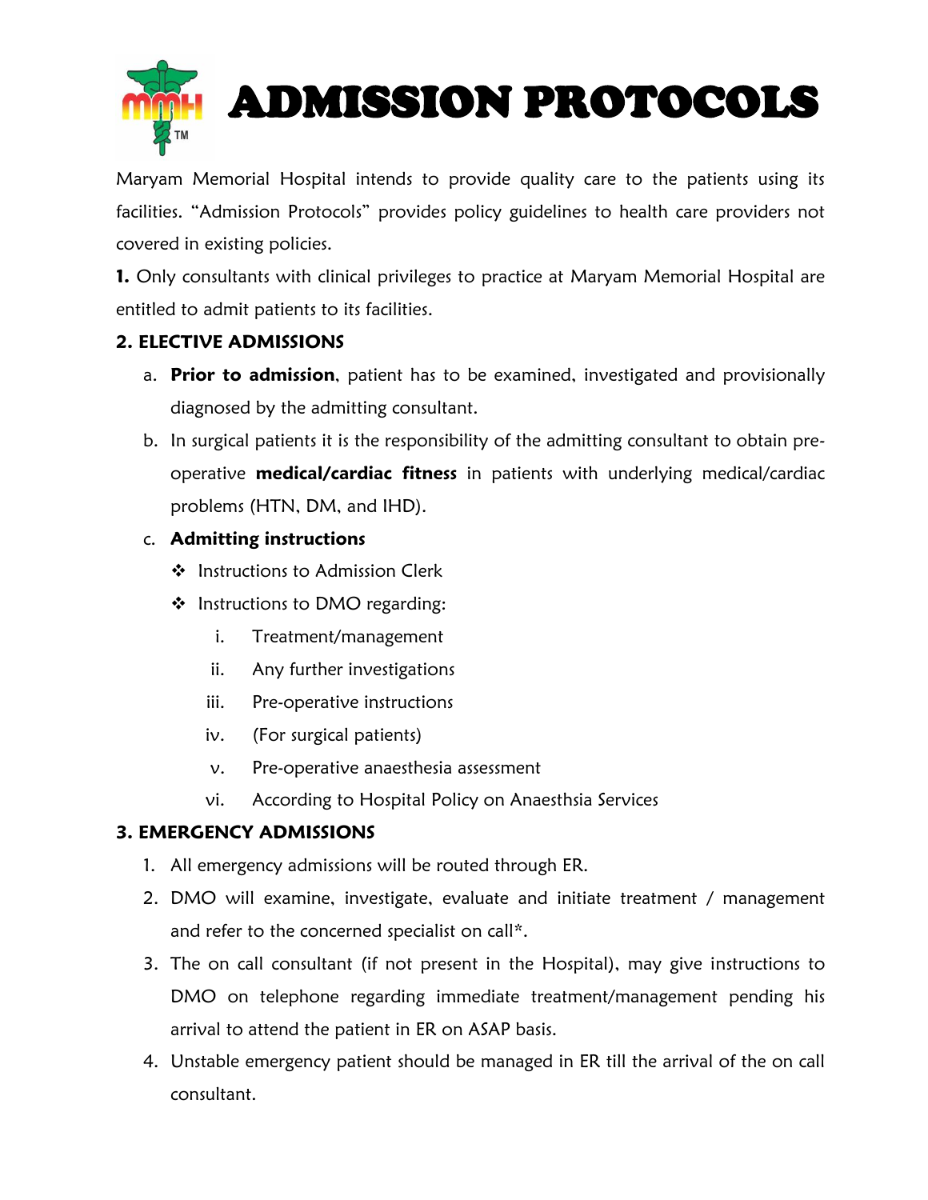# ADMISSION PROTOCOLS

Maryam Memorial Hospital intends to provide quality care to the patients using its facilities. "Admission Protocols" provides policy guidelines to health care providers not covered in existing policies.

**1.** Only consultants with clinical privileges to practice at Maryam Memorial Hospital are entitled to admit patients to its facilities.

**2. ELECTIVE ADMISSIONS**

a. **Prior to admission**, patient has to be examined, investigated and provisionally diagnosed by the admitting consultant.

b. In surgical patients it is the responsibility of the admitting consultant to obtain pre-operative **medical/cardiac fitness** in patients with underlying medical/cardiac problems (HTN, DM, and IHD).

c. **Admitting instructions**

- Instructions to Admission Clerk
- Instructions to DMO regarding:
  - i. Treatment/management
  - ii. Any further investigations
  - iii. Pre-operative instructions
  - iv. (For surgical patients)
  - v. Pre-operative anaesthesia assessment
  - vi. According to Hospital Policy on Anaesthsia Services

**3. EMERGENCY ADMISSIONS**

1. All emergency admissions will be routed through ER.
2. DMO will examine, investigate, evaluate and initiate treatment / management and refer to the concerned specialist on call*.
3. The on call consultant (if not present in the Hospital), may give instructions to DMO on telephone regarding immediate treatment/management pending his arrival to attend the patient in ER on ASAP basis.
4. Unstable emergency patient should be managed in ER till the arrival of the on call consultant.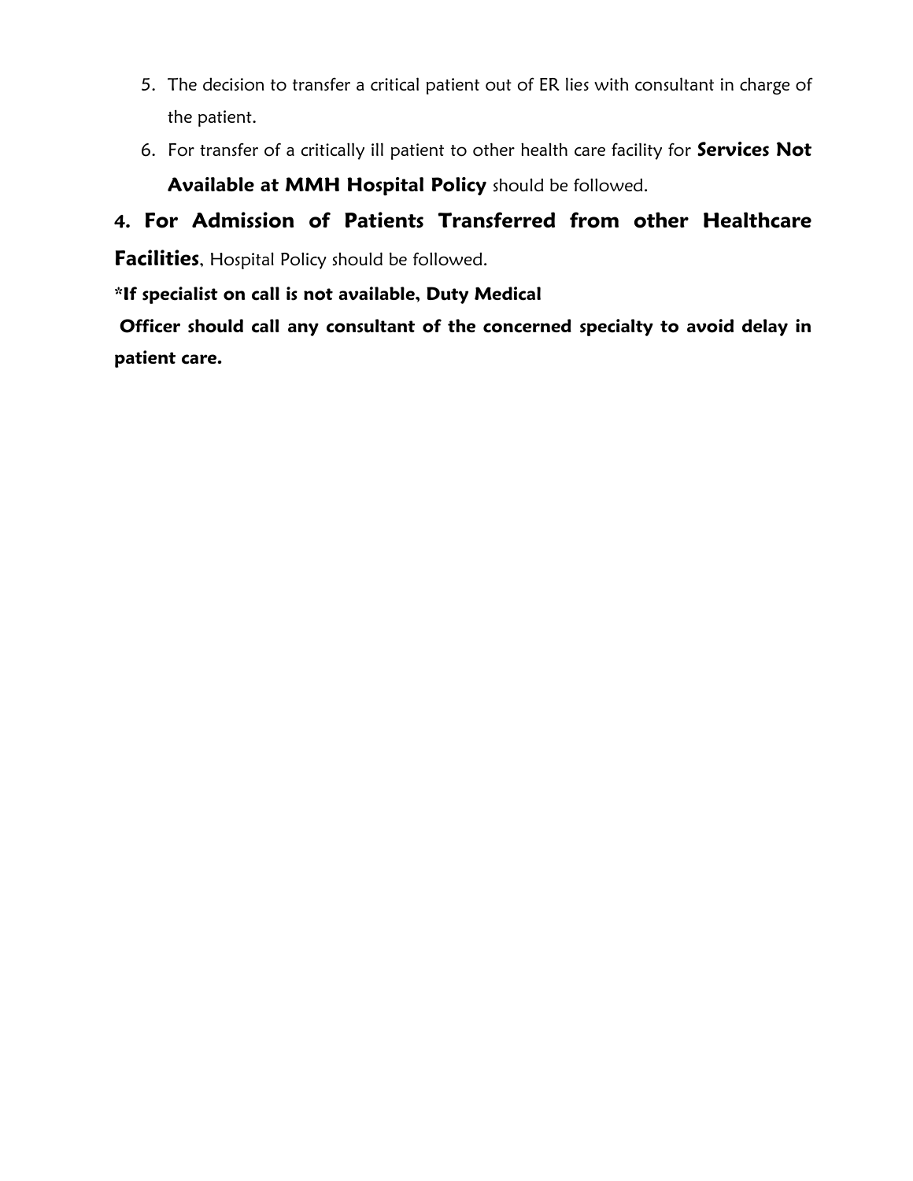5. The decision to transfer a critical patient out of ER lies with consultant in charge of the patient.
6. For transfer of a critically ill patient to other health care facility for **Services Not Available at MMH Hospital Policy** should be followed.

**4. For Admission of Patients Transferred from other Healthcare Facilities**, Hospital Policy should be followed.

**\*If specialist on call is not available, Duty Medical Officer should call any consultant of the concerned specialty to avoid delay in patient care.**